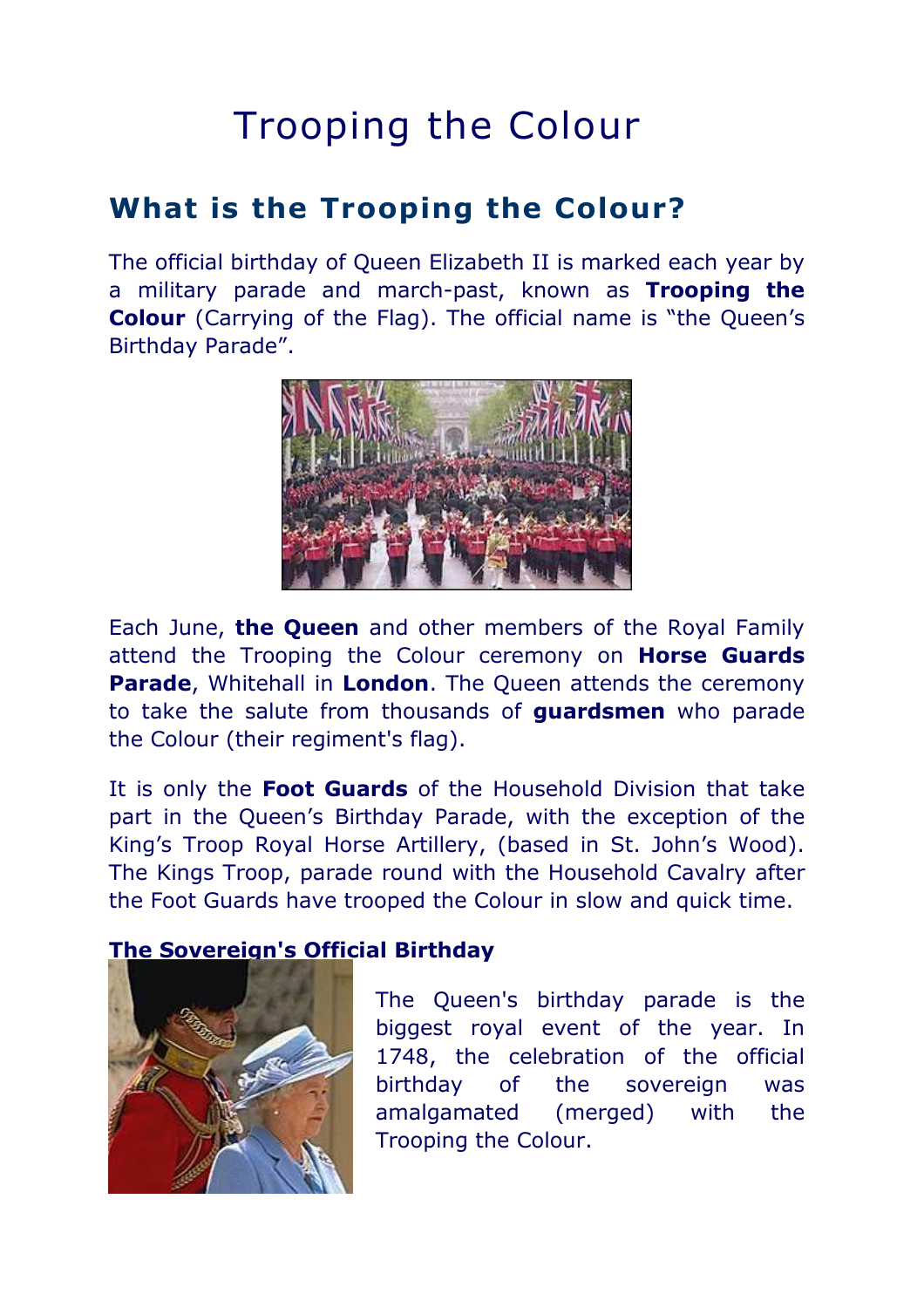# Trooping the Colour

## What is the Trooping the Colour?

The official birthday of Queen Elizabeth II is marked each year by a military parade and march-past, known as **Trooping the Colour** (Carrying of the Flag). The official name is "the Queen's Birthday Parade".

Each June, **the Queen** and other members of the Royal Family attend the Trooping the Colour ceremony on **Horse Guards Parade**, Whitehall in **London**. The Queen attends the ceremony to take the salute from thousands of **guardsmen** who parade the Colour (their regiment's flag).

It is only the **Foot Guards** of the Household Division that take part in the Queen's Birthday Parade, with the exception of the King's Troop Royal Horse Artillery, (based in St. John's Wood). The Kings Troop, parade round with the Household Cavalry after the Foot Guards have trooped the Colour in slow and quick time.

### The Sovereign's Official Birthday

The Queen's birthday parade is the biggest royal event of the year. In 1748, the celebration of the official birthday of the sovereign was amalgamated (merged) with the Trooping the Colour.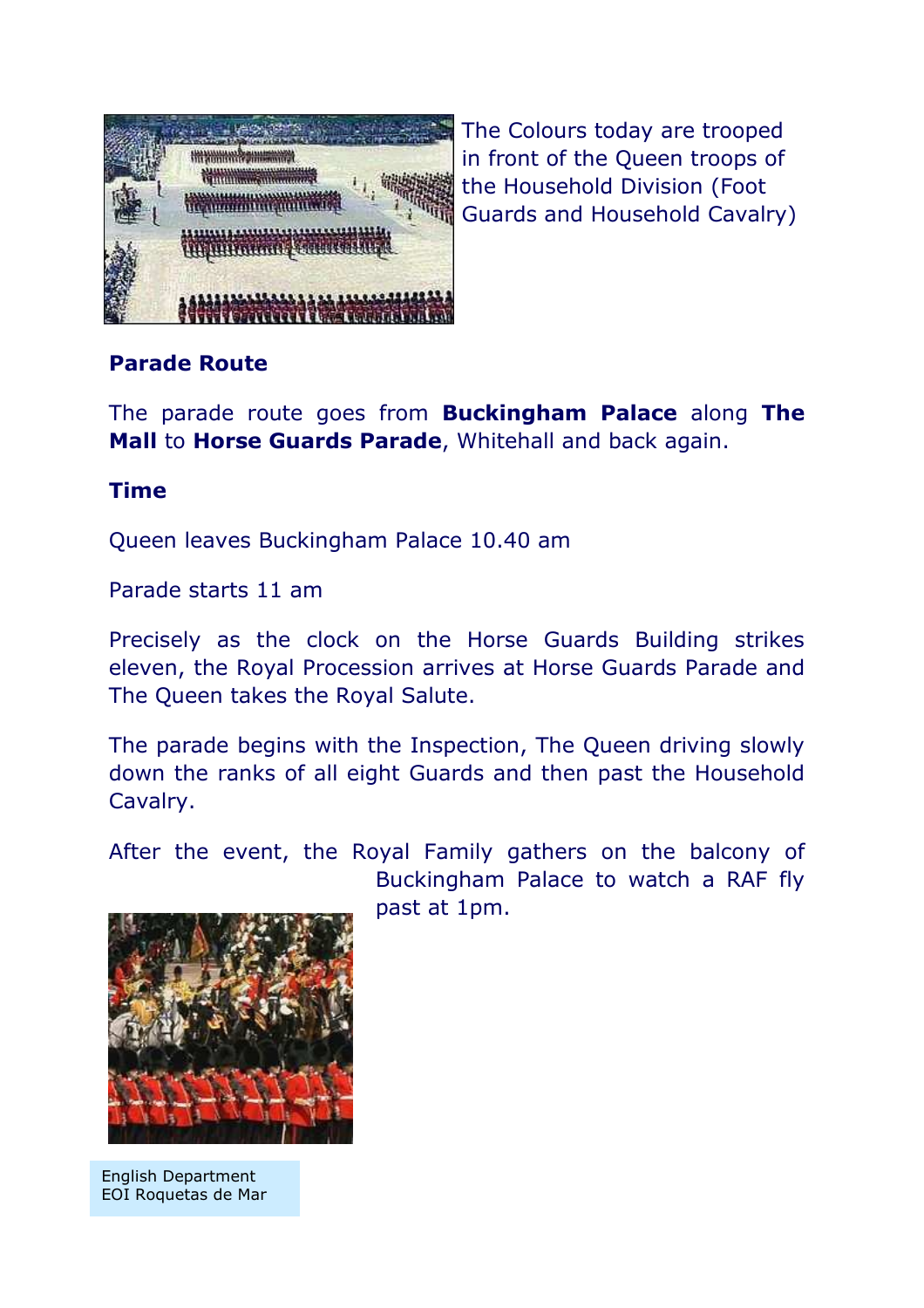The Colours today are trooped in front of the Queen troops of the Household Division (Foot Guards and Household Cavalry)

## Parade Route

The parade route goes from **Buckingham Palace** along **The Mall** to **Horse Guards Parade**, Whitehall and back again.

## Time

Queen leaves Buckingham Palace 10.40 am

Parade starts 11 am

Precisely as the clock on the Horse Guards Building strikes eleven, the Royal Procession arrives at Horse Guards Parade and The Queen takes the Royal Salute.

The parade begins with the Inspection, The Queen driving slowly down the ranks of all eight Guards and then past the Household Cavalry.

After the event, the Royal Family gathers on the balcony of Buckingham Palace to watch a RAF fly past at 1pm.

English Department
EOI Roquetas de Mar